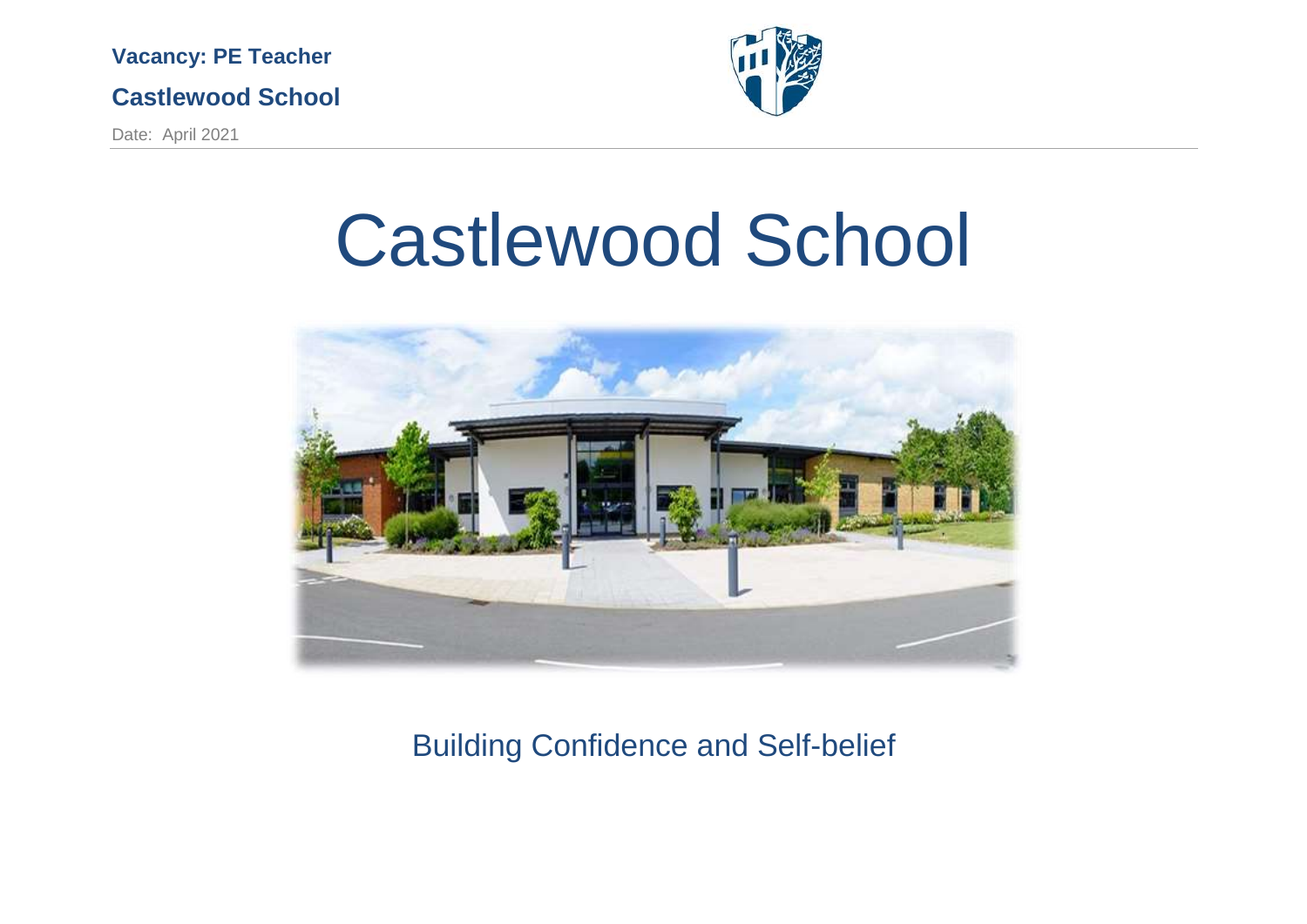**Vacancy: PE Teacher**

**Castlewood School**

Date: April 2021

# Castlewood School

Building Confidence and Self-belief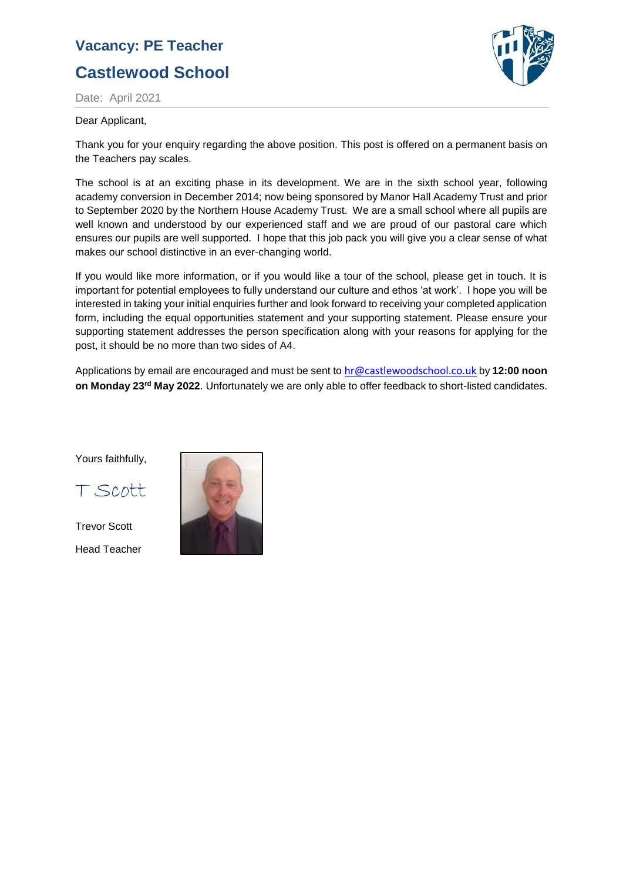## Vacancy: PE Teacher

## Castlewood School

Date: April 2021

Dear Applicant,

Thank you for your enquiry regarding the above position. This post is offered on a permanent basis on the Teachers pay scales.

The school is at an exciting phase in its development. We are in the sixth school year, following academy conversion in December 2014; now being sponsored by Manor Hall Academy Trust and prior to September 2020 by the Northern House Academy Trust. We are a small school where all pupils are well known and understood by our experienced staff and we are proud of our pastoral care which ensures our pupils are well supported. I hope that this job pack you will give you a clear sense of what makes our school distinctive in an ever-changing world.

If you would like more information, or if you would like a tour of the school, please get in touch. It is important for potential employees to fully understand our culture and ethos 'at work'. I hope you will be interested in taking your initial enquiries further and look forward to receiving your completed application form, including the equal opportunities statement and your supporting statement. Please ensure your supporting statement addresses the person specification along with your reasons for applying for the post, it should be no more than two sides of A4.

Applications by email are encouraged and must be sent to hr@castlewoodschool.co.uk by **12:00 noon on Monday 23rd May 2022**. Unfortunately we are only able to offer feedback to short-listed candidates.

Yours faithfully,

T Scott

Trevor Scott

Head Teacher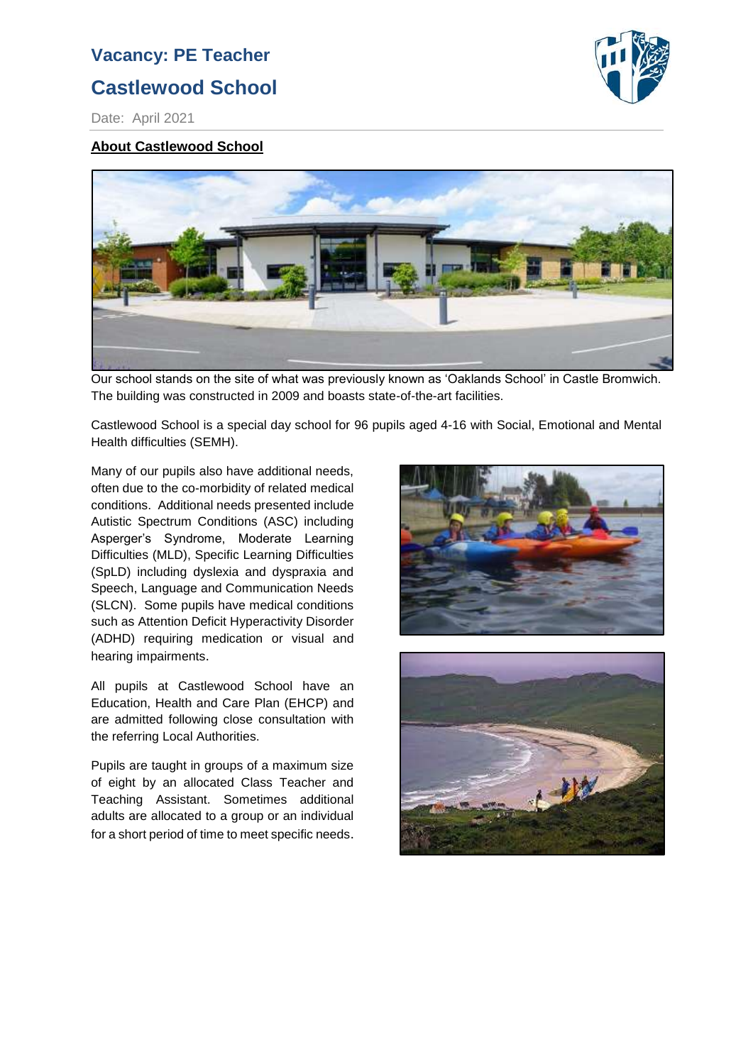# Vacancy: PE Teacher

## Castlewood School

Date: April 2021

**About Castlewood School**

Our school stands on the site of what was previously known as 'Oaklands School' in Castle Bromwich. The building was constructed in 2009 and boasts state-of-the-art facilities.

Castlewood School is a special day school for 96 pupils aged 4-16 with Social, Emotional and Mental Health difficulties (SEMH).

Many of our pupils also have additional needs, often due to the co-morbidity of related medical conditions. Additional needs presented include Autistic Spectrum Conditions (ASC) including Asperger's Syndrome, Moderate Learning Difficulties (MLD), Specific Learning Difficulties (SpLD) including dyslexia and dyspraxia and Speech, Language and Communication Needs (SLCN). Some pupils have medical conditions such as Attention Deficit Hyperactivity Disorder (ADHD) requiring medication or visual and hearing impairments.

All pupils at Castlewood School have an Education, Health and Care Plan (EHCP) and are admitted following close consultation with the referring Local Authorities.

Pupils are taught in groups of a maximum size of eight by an allocated Class Teacher and Teaching Assistant. Sometimes additional adults are allocated to a group or an individual for a short period of time to meet specific needs.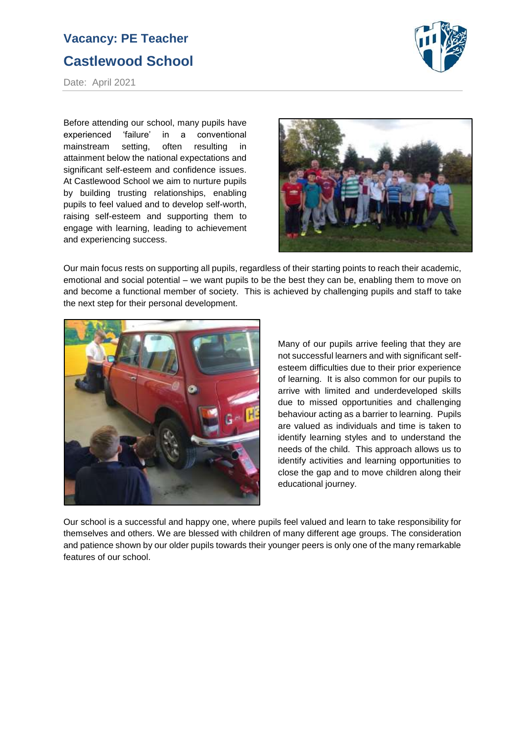# Vacancy: PE Teacher

## Castlewood School

Date: April 2021

Before attending our school, many pupils have experienced 'failure' in a conventional mainstream setting, often resulting in attainment below the national expectations and significant self-esteem and confidence issues. At Castlewood School we aim to nurture pupils by building trusting relationships, enabling pupils to feel valued and to develop self-worth, raising self-esteem and supporting them to engage with learning, leading to achievement and experiencing success.

Our main focus rests on supporting all pupils, regardless of their starting points to reach their academic, emotional and social potential – we want pupils to be the best they can be, enabling them to move on and become a functional member of society. This is achieved by challenging pupils and staff to take the next step for their personal development.

Many of our pupils arrive feeling that they are not successful learners and with significant self-esteem difficulties due to their prior experience of learning. It is also common for our pupils to arrive with limited and underdeveloped skills due to missed opportunities and challenging behaviour acting as a barrier to learning. Pupils are valued as individuals and time is taken to identify learning styles and to understand the needs of the child. This approach allows us to identify activities and learning opportunities to close the gap and to move children along their educational journey.

Our school is a successful and happy one, where pupils feel valued and learn to take responsibility for themselves and others. We are blessed with children of many different age groups. The consideration and patience shown by our older pupils towards their younger peers is only one of the many remarkable features of our school.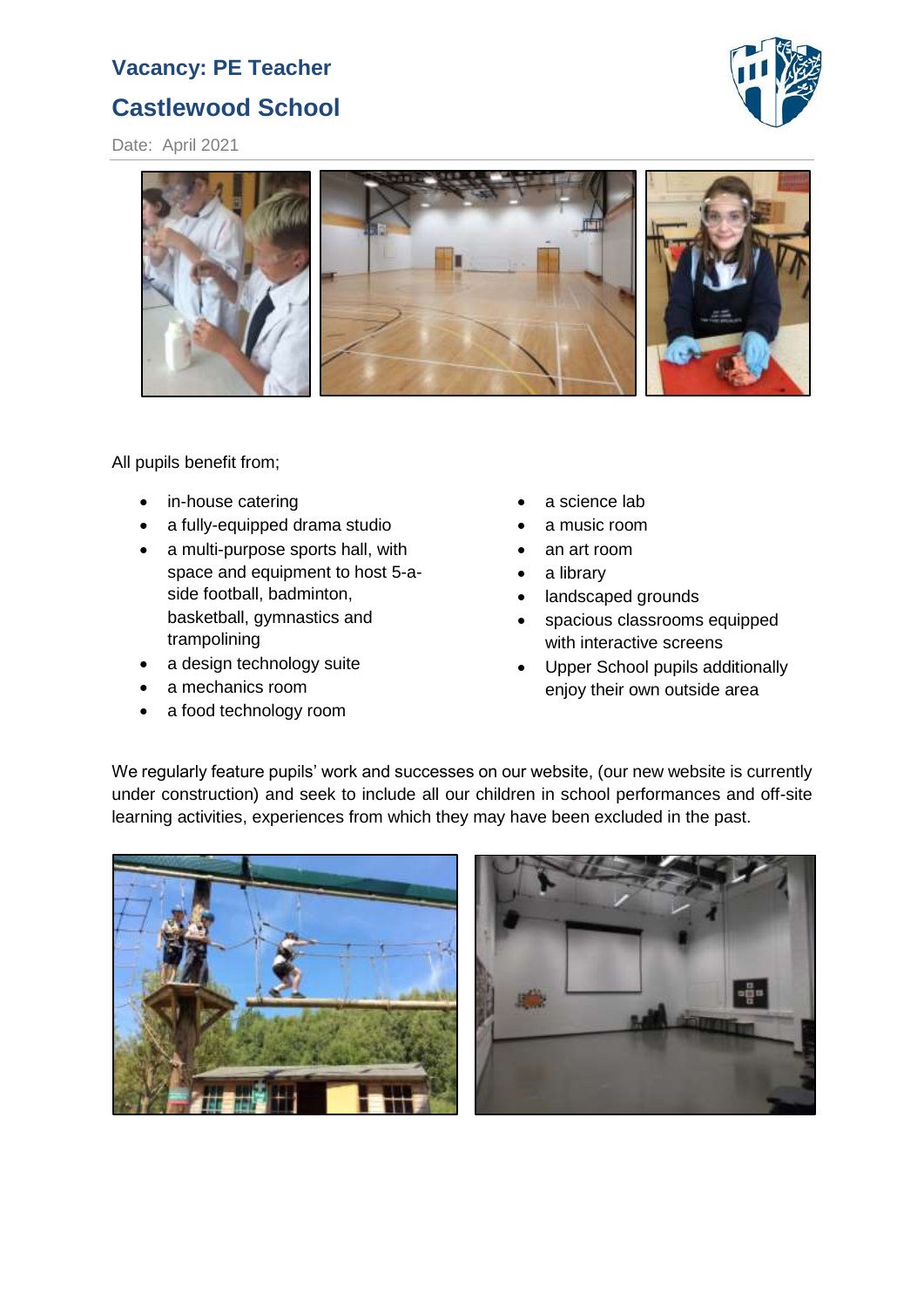# Vacancy: PE Teacher

## Castlewood School

Date: April 2021

All pupils benefit from;

- in-house catering
- a fully-equipped drama studio
- a multi-purpose sports hall, with space and equipment to host 5-a-side football, badminton, basketball, gymnastics and trampolining
- a design technology suite
- a mechanics room
- a food technology room
- a science lab
- a music room
- an art room
- a library
- landscaped grounds
- spacious classrooms equipped with interactive screens
- Upper School pupils additionally enjoy their own outside area

We regularly feature pupils' work and successes on our website, (our new website is currently under construction) and seek to include all our children in school performances and off-site learning activities, experiences from which they may have been excluded in the past.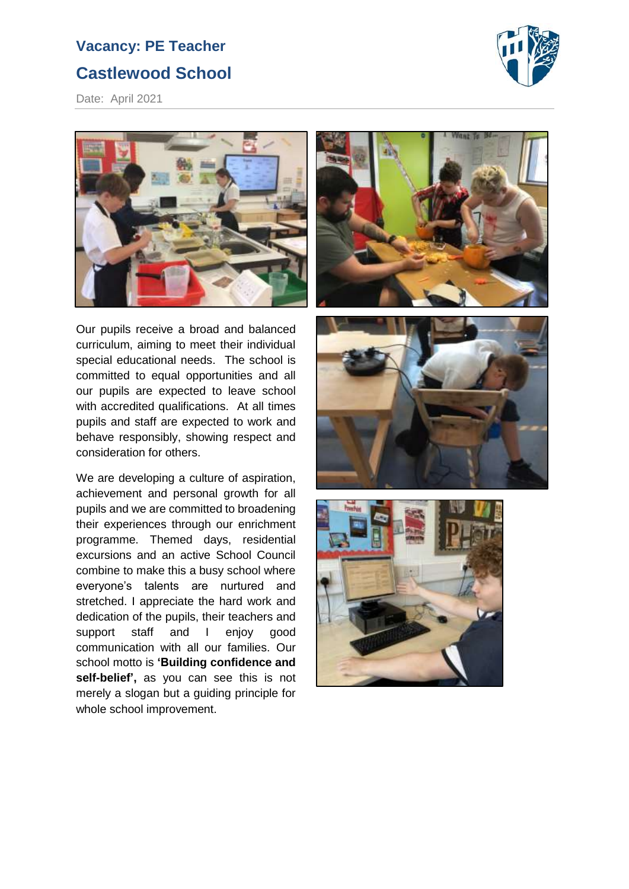**Vacancy: PE Teacher**

**Castlewood School**

Date: April 2021

Our pupils receive a broad and balanced curriculum, aiming to meet their individual special educational needs. The school is committed to equal opportunities and all our pupils are expected to leave school with accredited qualifications. At all times pupils and staff are expected to work and behave responsibly, showing respect and consideration for others.

We are developing a culture of aspiration, achievement and personal growth for all pupils and we are committed to broadening their experiences through our enrichment programme. Themed days, residential excursions and an active School Council combine to make this a busy school where everyone's talents are nurtured and stretched. I appreciate the hard work and dedication of the pupils, their teachers and support staff and I enjoy good communication with all our families. Our school motto is **'Building confidence and self-belief',** as you can see this is not merely a slogan but a guiding principle for whole school improvement.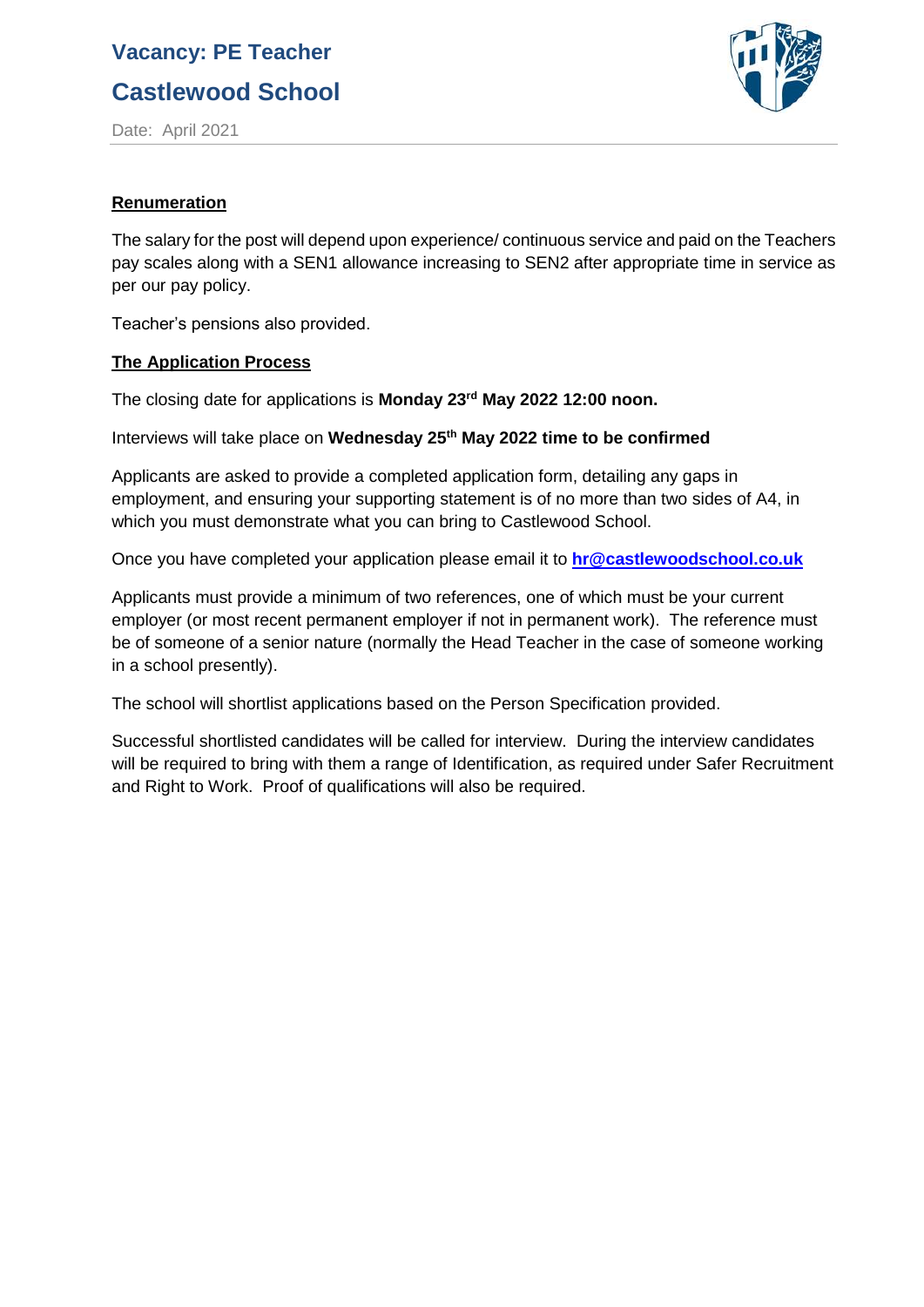## Renumeration

The salary for the post will depend upon experience/ continuous service and paid on the Teachers pay scales along with a SEN1 allowance increasing to SEN2 after appropriate time in service as per our pay policy.

Teacher's pensions also provided.

## The Application Process

The closing date for applications is **Monday 23rd May 2022 12:00 noon.**

Interviews will take place on **Wednesday 25th May 2022 time to be confirmed**

Applicants are asked to provide a completed application form, detailing any gaps in employment, and ensuring your supporting statement is of no more than two sides of A4, in which you must demonstrate what you can bring to Castlewood School.

Once you have completed your application please email it to **hr@castlewoodschool.co.uk**

Applicants must provide a minimum of two references, one of which must be your current employer (or most recent permanent employer if not in permanent work). The reference must be of someone of a senior nature (normally the Head Teacher in the case of someone working in a school presently).

The school will shortlist applications based on the Person Specification provided.

Successful shortlisted candidates will be called for interview. During the interview candidates will be required to bring with them a range of Identification, as required under Safer Recruitment and Right to Work. Proof of qualifications will also be required.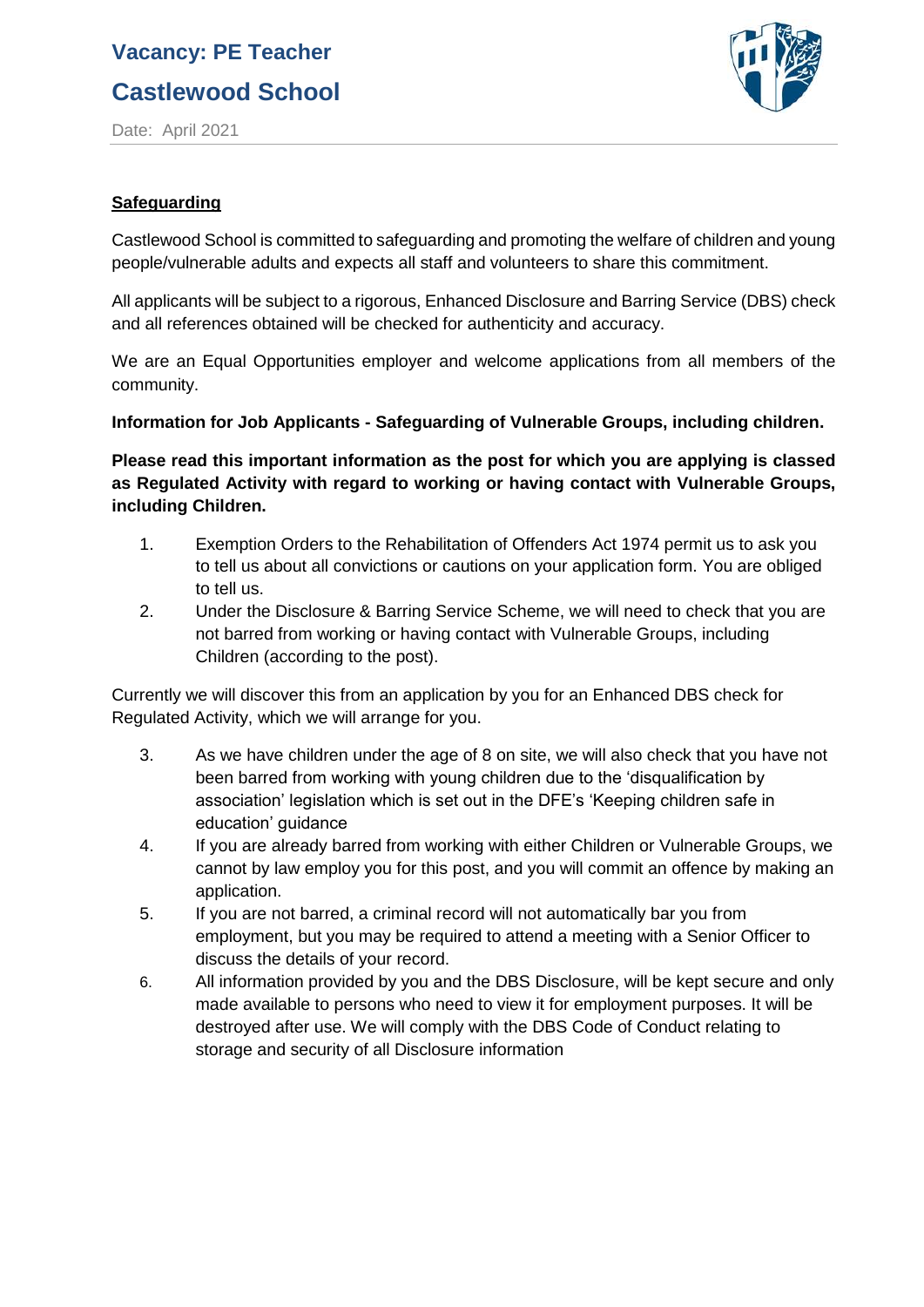## Safeguarding

Castlewood School is committed to safeguarding and promoting the welfare of children and young people/vulnerable adults and expects all staff and volunteers to share this commitment.

All applicants will be subject to a rigorous, Enhanced Disclosure and Barring Service (DBS) check and all references obtained will be checked for authenticity and accuracy.

We are an Equal Opportunities employer and welcome applications from all members of the community.

**Information for Job Applicants - Safeguarding of Vulnerable Groups, including children.**

**Please read this important information as the post for which you are applying is classed as Regulated Activity with regard to working or having contact with Vulnerable Groups, including Children.**

1. Exemption Orders to the Rehabilitation of Offenders Act 1974 permit us to ask you to tell us about all convictions or cautions on your application form. You are obliged to tell us.
2. Under the Disclosure & Barring Service Scheme, we will need to check that you are not barred from working or having contact with Vulnerable Groups, including Children (according to the post).

Currently we will discover this from an application by you for an Enhanced DBS check for Regulated Activity, which we will arrange for you.

3. As we have children under the age of 8 on site, we will also check that you have not been barred from working with young children due to the 'disqualification by association' legislation which is set out in the DFE's 'Keeping children safe in education' guidance
4. If you are already barred from working with either Children or Vulnerable Groups, we cannot by law employ you for this post, and you will commit an offence by making an application.
5. If you are not barred, a criminal record will not automatically bar you from employment, but you may be required to attend a meeting with a Senior Officer to discuss the details of your record.
6. All information provided by you and the DBS Disclosure, will be kept secure and only made available to persons who need to view it for employment purposes. It will be destroyed after use. We will comply with the DBS Code of Conduct relating to storage and security of all Disclosure information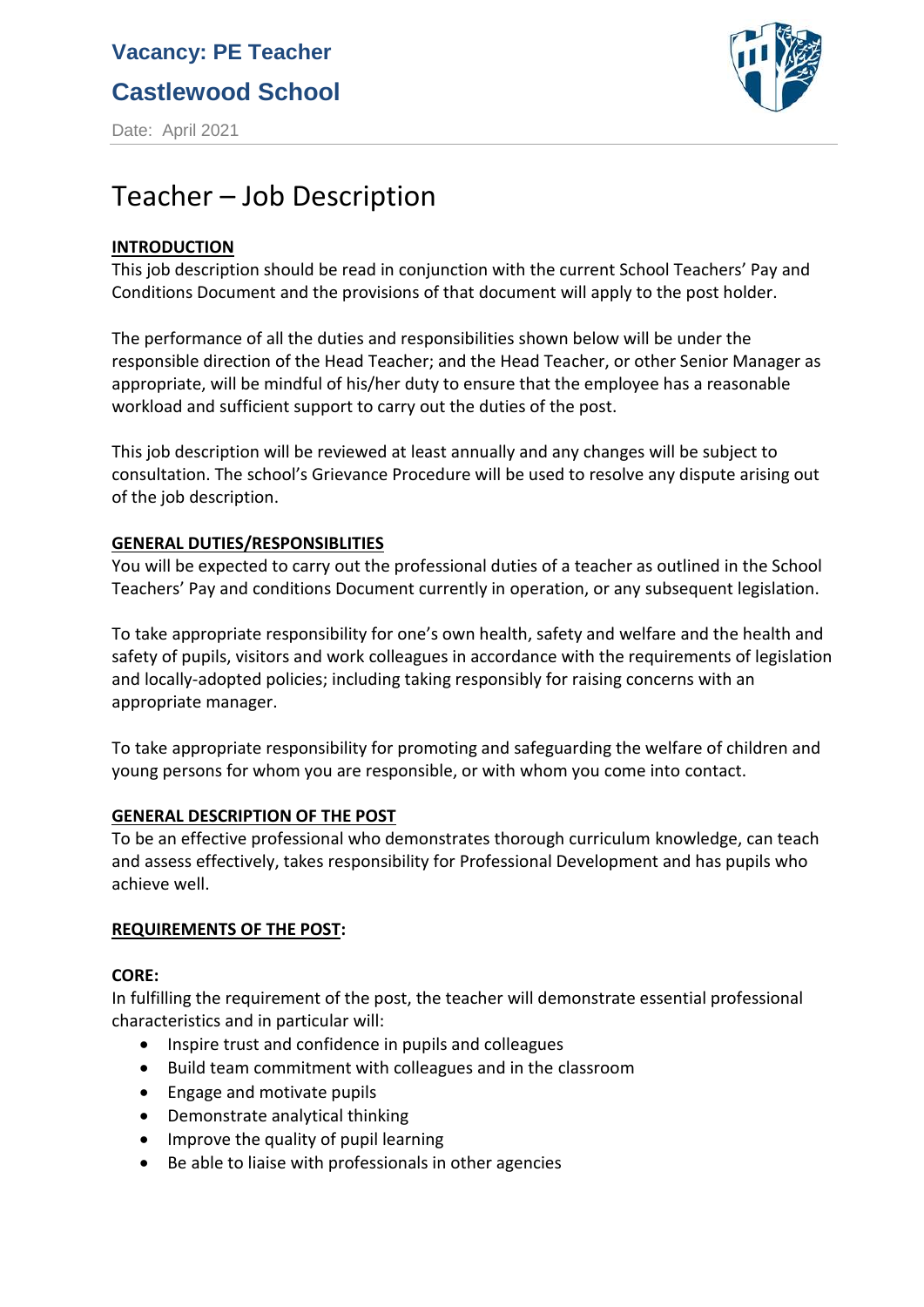**Vacancy: PE Teacher**

**Castlewood School**

Date: April 2021

# Teacher – Job Description

## INTRODUCTION

This job description should be read in conjunction with the current School Teachers' Pay and Conditions Document and the provisions of that document will apply to the post holder.

The performance of all the duties and responsibilities shown below will be under the responsible direction of the Head Teacher; and the Head Teacher, or other Senior Manager as appropriate, will be mindful of his/her duty to ensure that the employee has a reasonable workload and sufficient support to carry out the duties of the post.

This job description will be reviewed at least annually and any changes will be subject to consultation. The school's Grievance Procedure will be used to resolve any dispute arising out of the job description.

## GENERAL DUTIES/RESPONSIBLITIES

You will be expected to carry out the professional duties of a teacher as outlined in the School Teachers' Pay and conditions Document currently in operation, or any subsequent legislation.

To take appropriate responsibility for one's own health, safety and welfare and the health and safety of pupils, visitors and work colleagues in accordance with the requirements of legislation and locally-adopted policies; including taking responsibly for raising concerns with an appropriate manager.

To take appropriate responsibility for promoting and safeguarding the welfare of children and young persons for whom you are responsible, or with whom you come into contact.

## GENERAL DESCRIPTION OF THE POST

To be an effective professional who demonstrates thorough curriculum knowledge, can teach and assess effectively, takes responsibility for Professional Development and has pupils who achieve well.

## REQUIREMENTS OF THE POST:

**CORE:**

In fulfilling the requirement of the post, the teacher will demonstrate essential professional characteristics and in particular will:

- Inspire trust and confidence in pupils and colleagues
- Build team commitment with colleagues and in the classroom
- Engage and motivate pupils
- Demonstrate analytical thinking
- Improve the quality of pupil learning
- Be able to liaise with professionals in other agencies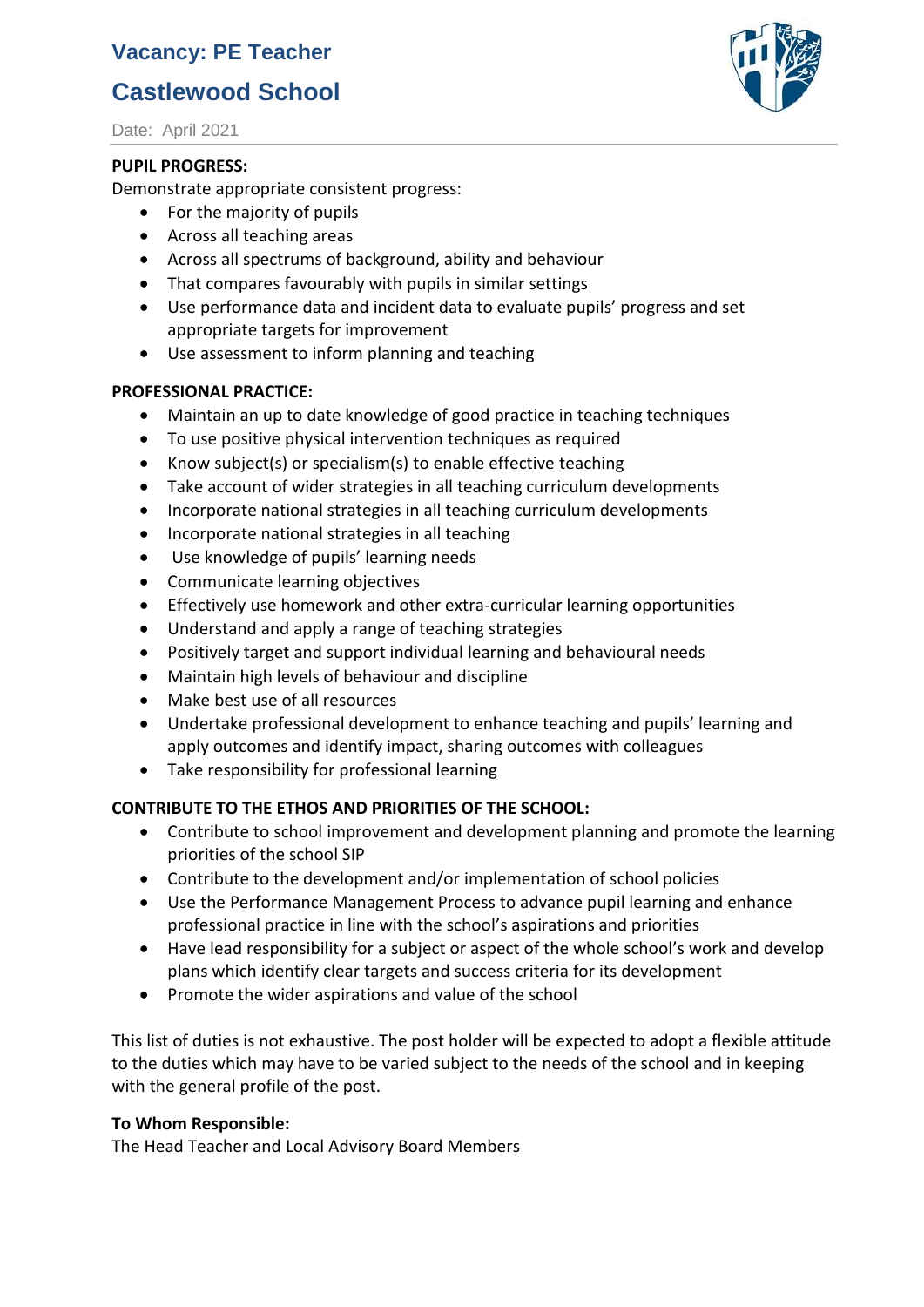# Vacancy: PE Teacher

## Castlewood School

Date: April 2021

**PUPIL PROGRESS:**

Demonstrate appropriate consistent progress:

- For the majority of pupils
- Across all teaching areas
- Across all spectrums of background, ability and behaviour
- That compares favourably with pupils in similar settings
- Use performance data and incident data to evaluate pupils' progress and set appropriate targets for improvement
- Use assessment to inform planning and teaching

**PROFESSIONAL PRACTICE:**

- Maintain an up to date knowledge of good practice in teaching techniques
- To use positive physical intervention techniques as required
- Know subject(s) or specialism(s) to enable effective teaching
- Take account of wider strategies in all teaching curriculum developments
- Incorporate national strategies in all teaching curriculum developments
- Incorporate national strategies in all teaching
- Use knowledge of pupils' learning needs
- Communicate learning objectives
- Effectively use homework and other extra-curricular learning opportunities
- Understand and apply a range of teaching strategies
- Positively target and support individual learning and behavioural needs
- Maintain high levels of behaviour and discipline
- Make best use of all resources
- Undertake professional development to enhance teaching and pupils' learning and apply outcomes and identify impact, sharing outcomes with colleagues
- Take responsibility for professional learning

**CONTRIBUTE TO THE ETHOS AND PRIORITIES OF THE SCHOOL:**

- Contribute to school improvement and development planning and promote the learning priorities of the school SIP
- Contribute to the development and/or implementation of school policies
- Use the Performance Management Process to advance pupil learning and enhance professional practice in line with the school's aspirations and priorities
- Have lead responsibility for a subject or aspect of the whole school's work and develop plans which identify clear targets and success criteria for its development
- Promote the wider aspirations and value of the school

This list of duties is not exhaustive. The post holder will be expected to adopt a flexible attitude to the duties which may have to be varied subject to the needs of the school and in keeping with the general profile of the post.

**To Whom Responsible:**

The Head Teacher and Local Advisory Board Members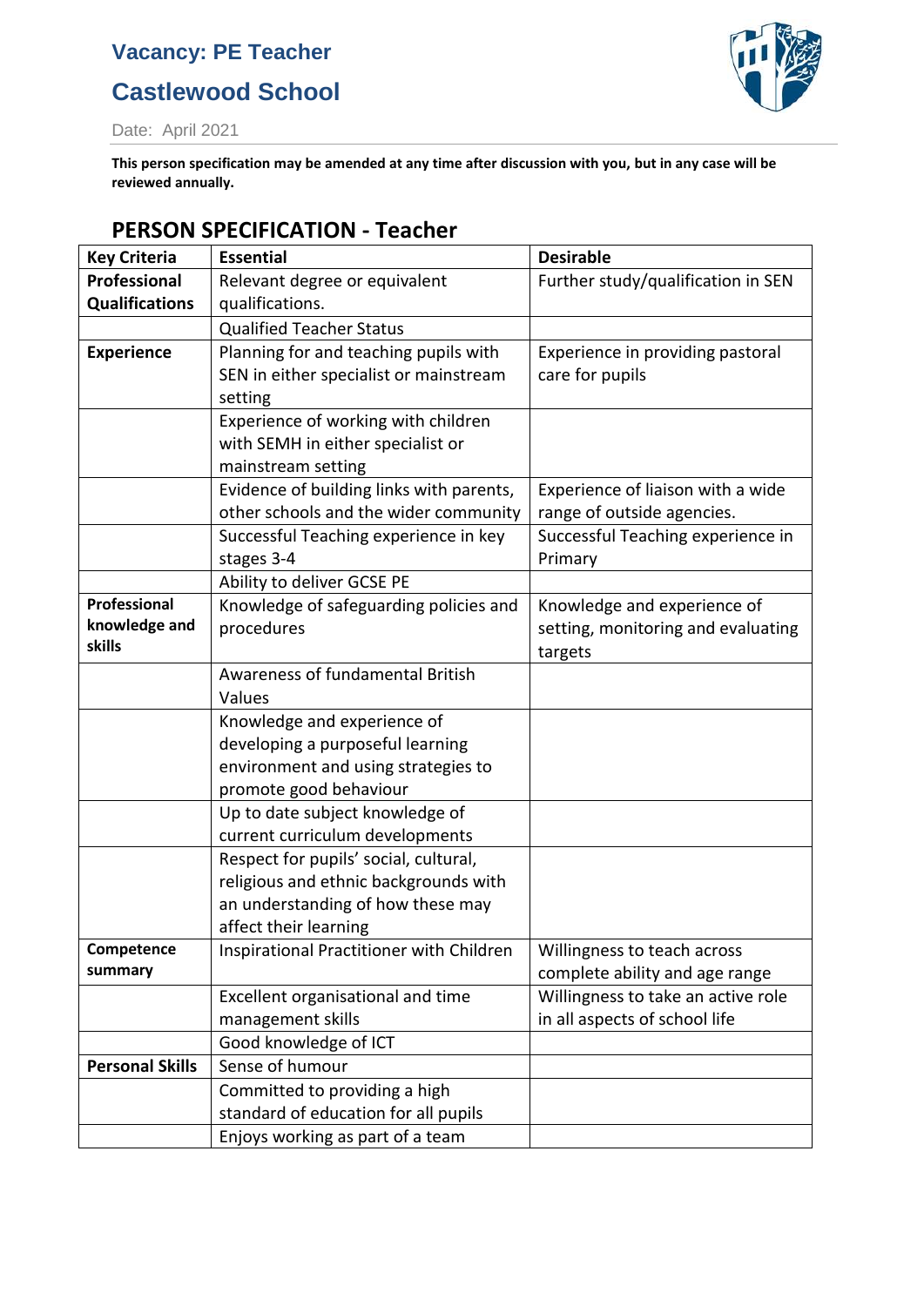## Vacancy: PE Teacher

## Castlewood School

Date: April 2021

**This person specification may be amended at any time after discussion with you, but in any case will be reviewed annually.**

## PERSON SPECIFICATION - Teacher

| Key Criteria | Essential | Desirable |
|---|---|---|
| **Professional Qualifications** | Relevant degree or equivalent qualifications. | Further study/qualification in SEN |
| | Qualified Teacher Status | |
| **Experience** | Planning for and teaching pupils with SEN in either specialist or mainstream setting | Experience in providing pastoral care for pupils |
| | Experience of working with children with SEMH in either specialist or mainstream setting | |
| | Evidence of building links with parents, other schools and the wider community | Experience of liaison with a wide range of outside agencies. |
| | Successful Teaching experience in key stages 3-4 | Successful Teaching experience in Primary |
| | Ability to deliver GCSE PE | |
| **Professional knowledge and skills** | Knowledge of safeguarding policies and procedures | Knowledge and experience of setting, monitoring and evaluating targets |
| | Awareness of fundamental British Values | |
| | Knowledge and experience of developing a purposeful learning environment and using strategies to promote good behaviour | |
| | Up to date subject knowledge of current curriculum developments | |
| | Respect for pupils' social, cultural, religious and ethnic backgrounds with an understanding of how these may affect their learning | |
| **Competence summary** | Inspirational Practitioner with Children | Willingness to teach across complete ability and age range |
| | Excellent organisational and time management skills | Willingness to take an active role in all aspects of school life |
| | Good knowledge of ICT | |
| **Personal Skills** | Sense of humour | |
| | Committed to providing a high standard of education for all pupils | |
| | Enjoys working as part of a team | |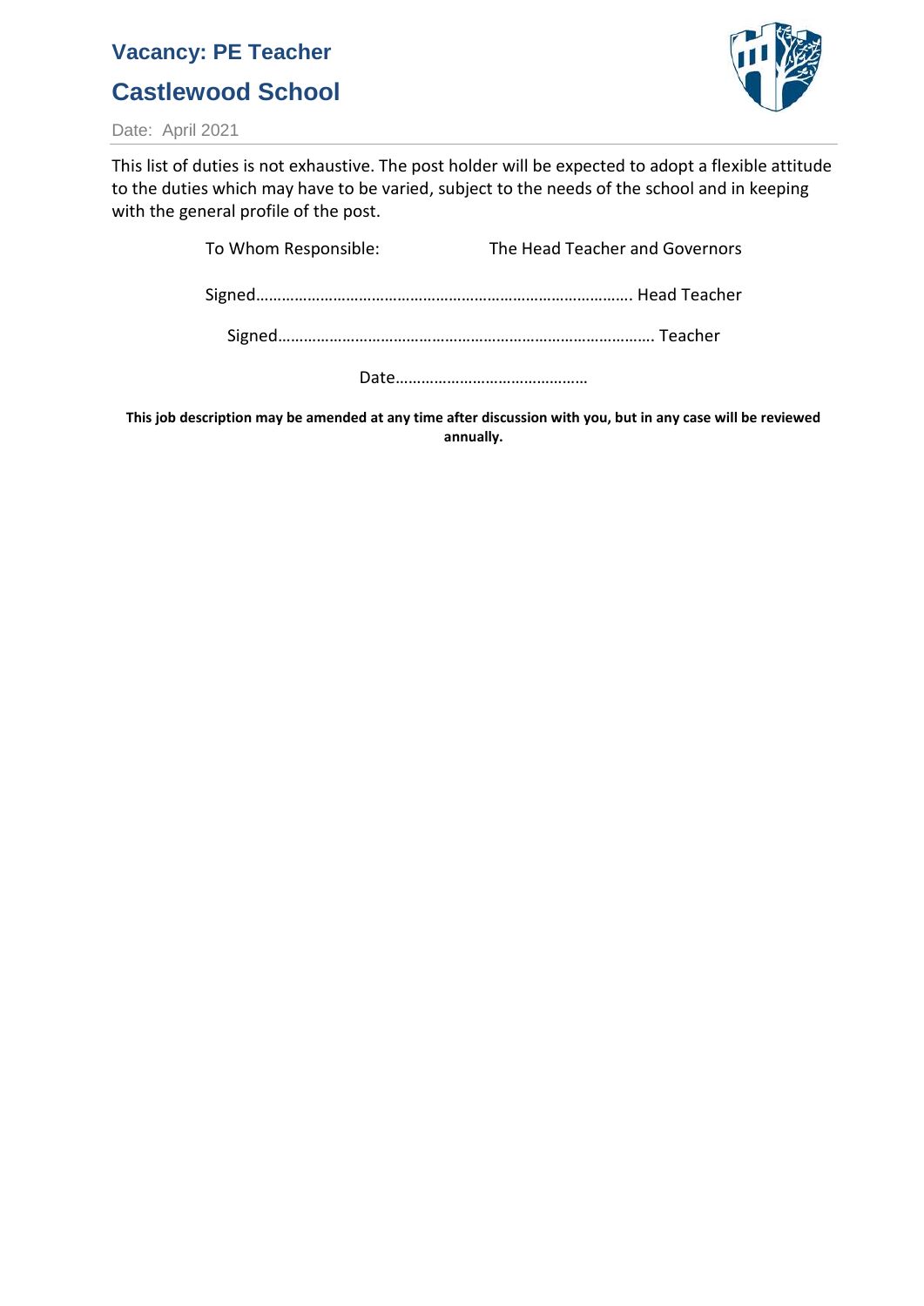This list of duties is not exhaustive. The post holder will be expected to adopt a flexible attitude to the duties which may have to be varied, subject to the needs of the school and in keeping with the general profile of the post.

To Whom Responsible: The Head Teacher and Governors

Signed……………………………………………………………………………. Head Teacher

Signed……………………………………………………………………………. Teacher

Date………………………………………

**This job description may be amended at any time after discussion with you, but in any case will be reviewed annually.**